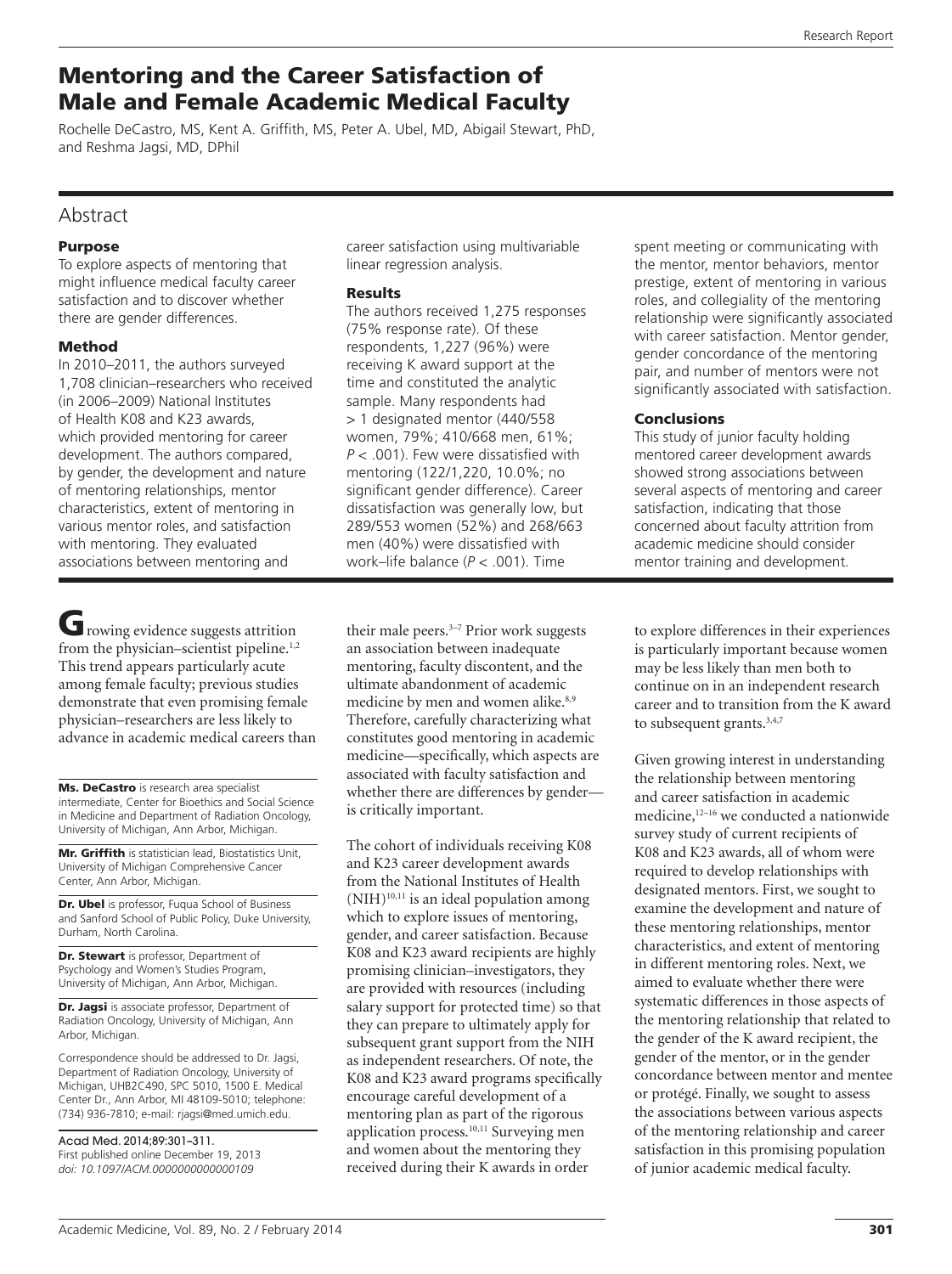# Mentoring and the Career Satisfaction of Male and Female Academic Medical Faculty

Rochelle DeCastro, MS, Kent A. Griffith, MS, Peter A. Ubel, MD, Abigail Stewart, PhD, and Reshma Jagsi, MD, DPhil

## Abstract

### Purpose

To explore aspects of mentoring that might influence medical faculty career satisfaction and to discover whether there are gender differences.

### Method

In 2010–2011, the authors surveyed 1,708 clinician–researchers who received (in 2006–2009) National Institutes of Health K08 and K23 awards, which provided mentoring for career development. The authors compared, by gender, the development and nature of mentoring relationships, mentor characteristics, extent of mentoring in various mentor roles, and satisfaction with mentoring. They evaluated associations between mentoring and career satisfaction using multivariable linear regression analysis.

### Results

The authors received 1,275 responses (75% response rate). Of these respondents, 1,227 (96%) were receiving K award support at the time and constituted the analytic sample. Many respondents had > 1 designated mentor (440/558 women, 79%; 410/668 men, 61%; $P < .001$). Few were dissatisfied with mentoring (122/1,220, 10.0%; no significant gender difference). Career dissatisfaction was generally low, but 289/553 women (52%) and 268/663 men (40%) were dissatisfied with work–life balance ($P < .001$). Time spent meeting or communicating with the mentor, mentor behaviors, mentor prestige, extent of mentoring in various roles, and collegiality of the mentoring relationship were significantly associated with career satisfaction. Mentor gender, gender concordance of the mentoring pair, and number of mentors were not significantly associated with satisfaction.

### Conclusions

This study of junior faculty holding mentored career development awards showed strong associations between several aspects of mentoring and career satisfaction, indicating that those concerned about faculty attrition from academic medicine should consider mentor training and development.

Growing evidence suggests attrition from the physician–scientist pipeline.[1,2] This trend appears particularly acute among female faculty; previous studies demonstrate that even promising female physician–researchers are less likely to advance in academic medical careers than their male peers.[3–7] Prior work suggests an association between inadequate mentoring, faculty discontent, and the ultimate abandonment of academic medicine by men and women alike.[8,9] Therefore, carefully characterizing what constitutes good mentoring in academic medicine—specifically, which aspects are associated with faculty satisfaction and whether there are differences by gender—is critically important.

The cohort of individuals receiving K08 and K23 career development awards from the National Institutes of Health (NIH)[10,11] is an ideal population among which to explore issues of mentoring, gender, and career satisfaction. Because K08 and K23 award recipients are highly promising clinician–investigators, they are provided with resources (including salary support for protected time) so that they can prepare to ultimately apply for subsequent grant support from the NIH as independent researchers. Of note, the K08 and K23 award programs specifically encourage careful development of a mentoring plan as part of the rigorous application process.[10,11] Surveying men and women about the mentoring they received during their K awards in order to explore differences in their experiences is particularly important because women may be less likely than men both to continue on in an independent research career and to transition from the K award to subsequent grants.[3,4,7]

Given growing interest in understanding the relationship between mentoring and career satisfaction in academic medicine,[12–16] we conducted a nationwide survey study of current recipients of K08 and K23 awards, all of whom were required to develop relationships with designated mentors. First, we sought to examine the development and nature of these mentoring relationships, mentor characteristics, and extent of mentoring in different mentoring roles. Next, we aimed to evaluate whether there were systematic differences in those aspects of the mentoring relationship that related to the gender of the K award recipient, the gender of the mentor, or in the gender concordance between mentor and mentee or protégé. Finally, we sought to assess the associations between various aspects of the mentoring relationship and career satisfaction in this promising population of junior academic medical faculty.

**Ms. DeCastro** is research area specialist intermediate, Center for Bioethics and Social Science in Medicine and Department of Radiation Oncology, University of Michigan, Ann Arbor, Michigan.

**Mr. Griffith** is statistician lead, Biostatistics Unit, University of Michigan Comprehensive Cancer Center, Ann Arbor, Michigan.

**Dr. Ubel** is professor, Fuqua School of Business and Sanford School of Public Policy, Duke University, Durham, North Carolina.

**Dr. Stewart** is professor, Department of Psychology and Women's Studies Program, University of Michigan, Ann Arbor, Michigan.

**Dr. Jagsi** is associate professor, Department of Radiation Oncology, University of Michigan, Ann Arbor, Michigan.

Correspondence should be addressed to Dr. Jagsi, Department of Radiation Oncology, University of Michigan, UHB2C490, SPC 5010, 1500 E. Medical Center Dr., Ann Arbor, MI 48109-5010; telephone: (734) 936-7810; e-mail: rjagsi@med.umich.edu.

Acad Med. 2014;89:301–311.
First published online December 19, 2013
*doi: 10.1097/ACM.0000000000000109*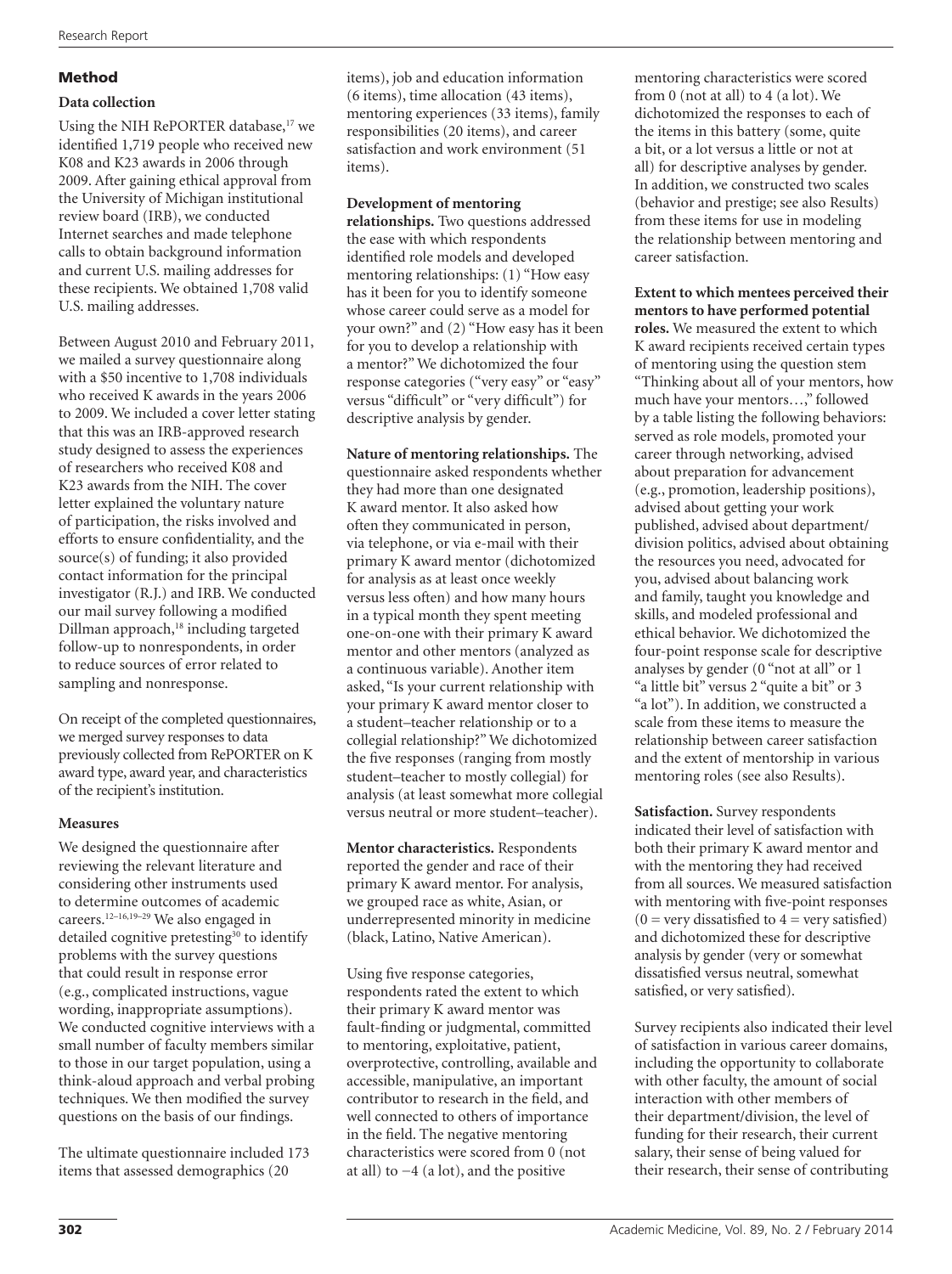## Method

### Data collection

Using the NIH RePORTER database,[17] we identified 1,719 people who received new K08 and K23 awards in 2006 through 2009. After gaining ethical approval from the University of Michigan institutional review board (IRB), we conducted Internet searches and made telephone calls to obtain background information and current U.S. mailing addresses for these recipients. We obtained 1,708 valid U.S. mailing addresses.

Between August 2010 and February 2011, we mailed a survey questionnaire along with a $50 incentive to 1,708 individuals who received K awards in the years 2006 to 2009. We included a cover letter stating that this was an IRB-approved research study designed to assess the experiences of researchers who received K08 and K23 awards from the NIH. The cover letter explained the voluntary nature of participation, the risks involved and efforts to ensure confidentiality, and the source(s) of funding; it also provided contact information for the principal investigator (R.J.) and IRB. We conducted our mail survey following a modified Dillman approach,[18] including targeted follow-up to nonrespondents, in order to reduce sources of error related to sampling and nonresponse.

On receipt of the completed questionnaires, we merged survey responses to data previously collected from RePORTER on K award type, award year, and characteristics of the recipient's institution.

### Measures

We designed the questionnaire after reviewing the relevant literature and considering other instruments used to determine outcomes of academic careers.[12–16,19–29] We also engaged in detailed cognitive pretesting[30] to identify problems with the survey questions that could result in response error (e.g., complicated instructions, vague wording, inappropriate assumptions). We conducted cognitive interviews with a small number of faculty members similar to those in our target population, using a think-aloud approach and verbal probing techniques. We then modified the survey questions on the basis of our findings.

The ultimate questionnaire included 173 items that assessed demographics (20 items), job and education information (6 items), time allocation (43 items), mentoring experiences (33 items), family responsibilities (20 items), and career satisfaction and work environment (51 items).

**Development of mentoring relationships.** Two questions addressed the ease with which respondents identified role models and developed mentoring relationships: (1) "How easy has it been for you to identify someone whose career could serve as a model for your own?" and (2) "How easy has it been for you to develop a relationship with a mentor?" We dichotomized the four response categories ("very easy" or "easy" versus "difficult" or "very difficult") for descriptive analysis by gender.

**Nature of mentoring relationships.** The questionnaire asked respondents whether they had more than one designated K award mentor. It also asked how often they communicated in person, via telephone, or via e-mail with their primary K award mentor (dichotomized for analysis as at least once weekly versus less often) and how many hours in a typical month they spent meeting one-on-one with their primary K award mentor and other mentors (analyzed as a continuous variable). Another item asked, "Is your current relationship with your primary K award mentor closer to a student–teacher relationship or to a collegial relationship?" We dichotomized the five responses (ranging from mostly student–teacher to mostly collegial) for analysis (at least somewhat more collegial versus neutral or more student–teacher).

**Mentor characteristics.** Respondents reported the gender and race of their primary K award mentor. For analysis, we grouped race as white, Asian, or underrepresented minority in medicine (black, Latino, Native American).

Using five response categories, respondents rated the extent to which their primary K award mentor was fault-finding or judgmental, committed to mentoring, exploitative, patient, overprotective, controlling, available and accessible, manipulative, an important contributor to research in the field, and well connected to others of importance in the field. The negative mentoring characteristics were scored from 0 (not at all) to −4 (a lot), and the positive mentoring characteristics were scored from 0 (not at all) to 4 (a lot). We dichotomized the responses to each of the items in this battery (some, quite a bit, or a lot versus a little or not at all) for descriptive analyses by gender. In addition, we constructed two scales (behavior and prestige; see also Results) from these items for use in modeling the relationship between mentoring and career satisfaction.

**Extent to which mentees perceived their mentors to have performed potential roles.** We measured the extent to which K award recipients received certain types of mentoring using the question stem "Thinking about all of your mentors, how much have your mentors…," followed by a table listing the following behaviors: served as role models, promoted your career through networking, advised about preparation for advancement (e.g., promotion, leadership positions), advised about getting your work published, advised about department/division politics, advised about obtaining the resources you need, advocated for you, advised about balancing work and family, taught you knowledge and skills, and modeled professional and ethical behavior. We dichotomized the four-point response scale for descriptive analyses by gender (0 "not at all" or 1 "a little bit" versus 2 "quite a bit" or 3 "a lot"). In addition, we constructed a scale from these items to measure the relationship between career satisfaction and the extent of mentorship in various mentoring roles (see also Results).

**Satisfaction.** Survey respondents indicated their level of satisfaction with both their primary K award mentor and with the mentoring they had received from all sources. We measured satisfaction with mentoring with five-point responses (0 = very dissatisfied to 4 = very satisfied) and dichotomized these for descriptive analysis by gender (very or somewhat dissatisfied versus neutral, somewhat satisfied, or very satisfied).

Survey recipients also indicated their level of satisfaction in various career domains, including the opportunity to collaborate with other faculty, the amount of social interaction with other members of their department/division, the level of funding for their research, their current salary, their sense of being valued for their research, their sense of contributing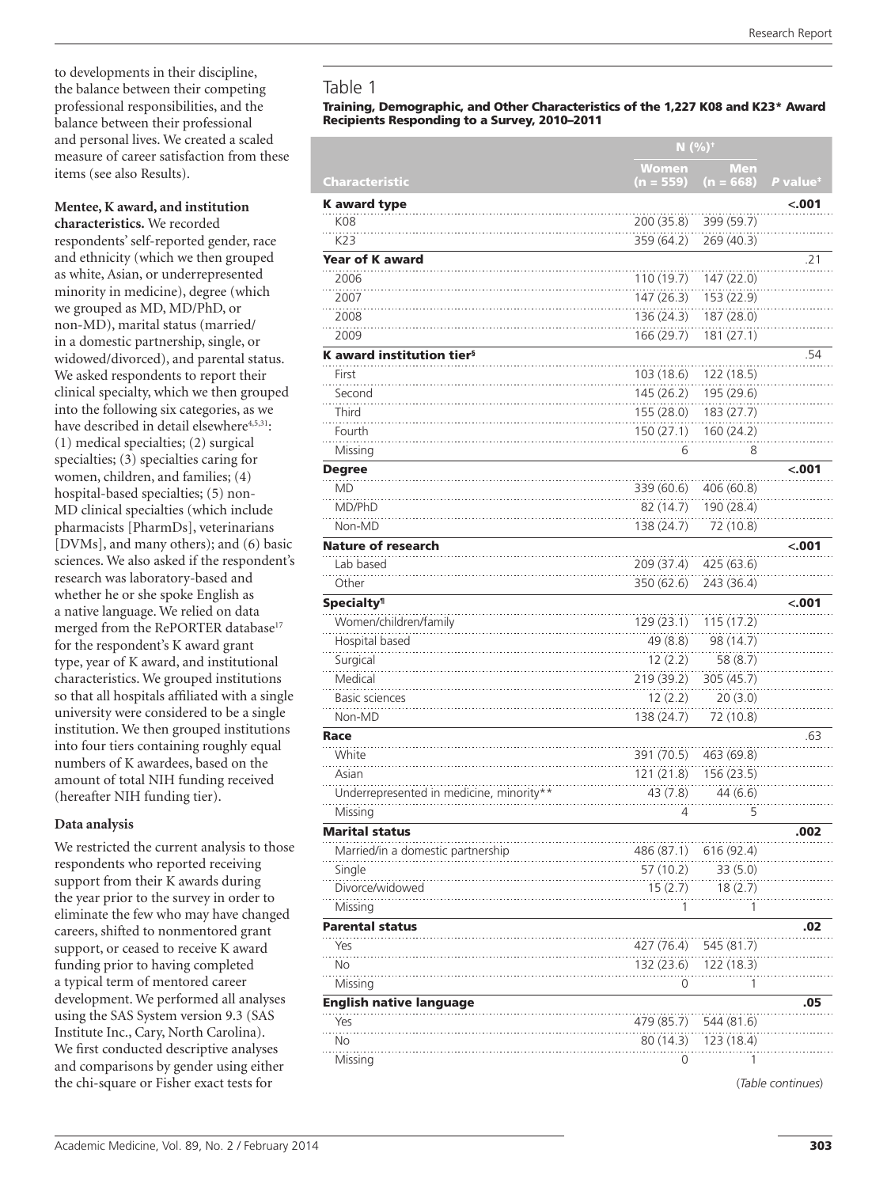to developments in their discipline, the balance between their competing professional responsibilities, and the balance between their professional and personal lives. We created a scaled measure of career satisfaction from these items (see also Results).

**Mentee, K award, and institution characteristics.** We recorded respondents' self-reported gender, race and ethnicity (which we then grouped as white, Asian, or underrepresented minority in medicine), degree (which we grouped as MD, MD/PhD, or non-MD), marital status (married/in a domestic partnership, single, or widowed/divorced), and parental status. We asked respondents to report their clinical specialty, which we then grouped into the following six categories, as we have described in detail elsewhere[4,5,31]: (1) medical specialties; (2) surgical specialties; (3) specialties caring for women, children, and families; (4) hospital-based specialties; (5) non-MD clinical specialties (which include pharmacists [PharmDs], veterinarians [DVMs], and many others); and (6) basic sciences. We also asked if the respondent's research was laboratory-based and whether he or she spoke English as a native language. We relied on data merged from the RePORTER database[17] for the respondent's K award grant type, year of K award, and institutional characteristics. We grouped institutions so that all hospitals affiliated with a single university were considered to be a single institution. We then grouped institutions into four tiers containing roughly equal numbers of K awardees, based on the amount of total NIH funding received (hereafter NIH funding tier).

**Data analysis**

We restricted the current analysis to those respondents who reported receiving support from their K awards during the year prior to the survey in order to eliminate the few who may have changed careers, shifted to nonmentored grant support, or ceased to receive K award funding prior to having completed a typical term of mentored career development. We performed all analyses using the SAS System version 9.3 (SAS Institute Inc., Cary, North Carolina). We first conducted descriptive analyses and comparisons by gender using either the chi-square or Fisher exact tests for

## Table 1

**Training, Demographic, and Other Characteristics of the 1,227 K08 and K23* Award Recipients Responding to a Survey, 2010–2011**

| Characteristic | N (%)† | | *P* value‡ |
|---|---|---|---|
| | Women (n = 559) | Men (n = 668) | |
| **K award type** | | | **<.001** |
| K08 | 200 (35.8) | 399 (59.7) | |
| K23 | 359 (64.2) | 269 (40.3) | |
| **Year of K award** | | | .21 |
| 2006 | 110 (19.7) | 147 (22.0) | |
| 2007 | 147 (26.3) | 153 (22.9) | |
| 2008 | 136 (24.3) | 187 (28.0) | |
| 2009 | 166 (29.7) | 181 (27.1) | |
| **K award institution tier§** | | | .54 |
| First | 103 (18.6) | 122 (18.5) | |
| Second | 145 (26.2) | 195 (29.6) | |
| Third | 155 (28.0) | 183 (27.7) | |
| Fourth | 150 (27.1) | 160 (24.2) | |
| Missing | 6 | 8 | |
| **Degree** | | | **<.001** |
| MD | 339 (60.6) | 406 (60.8) | |
| MD/PhD | 82 (14.7) | 190 (28.4) | |
| Non-MD | 138 (24.7) | 72 (10.8) | |
| **Nature of research** | | | **<.001** |
| Lab based | 209 (37.4) | 425 (63.6) | |
| Other | 350 (62.6) | 243 (36.4) | |
| **Specialty¶** | | | **<.001** |
| Women/children/family | 129 (23.1) | 115 (17.2) | |
| Hospital based | 49 (8.8) | 98 (14.7) | |
| Surgical | 12 (2.2) | 58 (8.7) | |
| Medical | 219 (39.2) | 305 (45.7) | |
| Basic sciences | 12 (2.2) | 20 (3.0) | |
| Non-MD | 138 (24.7) | 72 (10.8) | |
| **Race** | | | .63 |
| White | 391 (70.5) | 463 (69.8) | |
| Asian | 121 (21.8) | 156 (23.5) | |
| Underrepresented in medicine, minority** | 43 (7.8) | 44 (6.6) | |
| Missing | 4 | 5 | |
| **Marital status** | | | **.002** |
| Married/in a domestic partnership | 486 (87.1) | 616 (92.4) | |
| Single | 57 (10.2) | 33 (5.0) | |
| Divorce/widowed | 15 (2.7) | 18 (2.7) | |
| Missing | 1 | 1 | |
| **Parental status** | | | **.02** |
| Yes | 427 (76.4) | 545 (81.7) | |
| No | 132 (23.6) | 122 (18.3) | |
| Missing | 0 | 1 | |
| **English native language** | | | **.05** |
| Yes | 479 (85.7) | 544 (81.6) | |
| No | 80 (14.3) | 123 (18.4) | |
| Missing | 0 | 1 | |

(*Table continues*)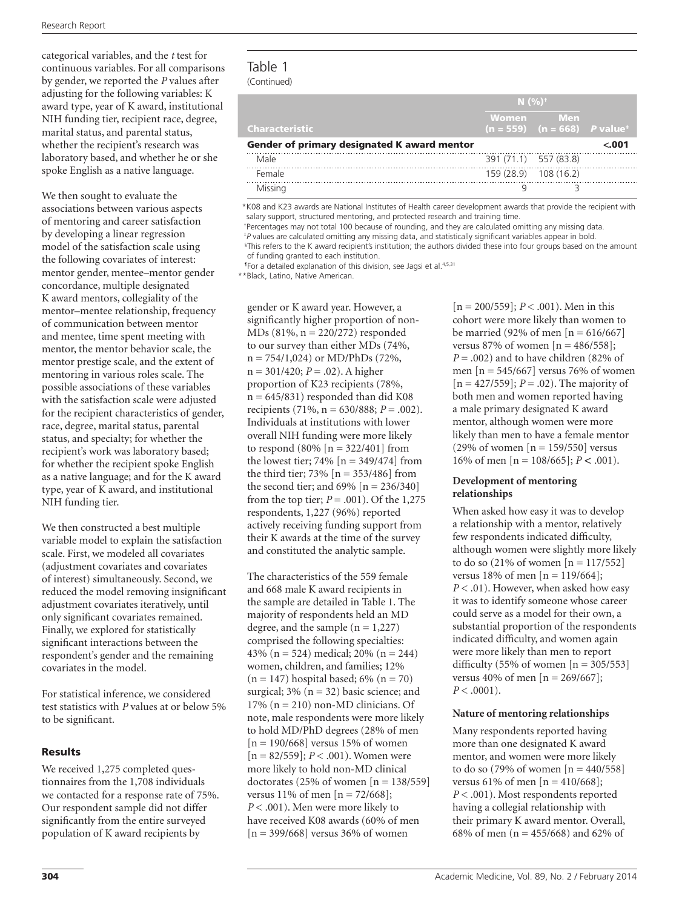categorical variables, and the *t* test for continuous variables. For all comparisons by gender, we reported the *P* values after adjusting for the following variables: K award type, year of K award, institutional NIH funding tier, recipient race, degree, marital status, and parental status, whether the recipient's research was laboratory based, and whether he or she spoke English as a native language.

We then sought to evaluate the associations between various aspects of mentoring and career satisfaction by developing a linear regression model of the satisfaction scale using the following covariates of interest: mentor gender, mentee–mentor gender concordance, multiple designated K award mentors, collegiality of the mentor–mentee relationship, frequency of communication between mentor and mentee, time spent meeting with mentor, the mentor behavior scale, the mentor prestige scale, and the extent of mentoring in various roles scale. The possible associations of these variables with the satisfaction scale were adjusted for the recipient characteristics of gender, race, degree, marital status, parental status, and specialty; for whether the recipient's work was laboratory based; for whether the recipient spoke English as a native language; and for the K award type, year of K award, and institutional NIH funding tier.

We then constructed a best multiple variable model to explain the satisfaction scale. First, we modeled all covariates (adjustment covariates and covariates of interest) simultaneously. Second, we reduced the model removing insignificant adjustment covariates iteratively, until only significant covariates remained. Finally, we explored for statistically significant interactions between the respondent's gender and the remaining covariates in the model.

For statistical inference, we considered test statistics with *P* values at or below 5% to be significant.

## Results

We received 1,275 completed questionnaires from the 1,708 individuals we contacted for a response rate of 75%. Our respondent sample did not differ significantly from the entire surveyed population of K award recipients by gender or K award year. However, a significantly higher proportion of non-MDs (81%, n = 220/272) responded to our survey than either MDs (74%, n = 754/1,024) or MD/PhDs (72%, n = 301/420; *P* = .02). A higher proportion of K23 recipients (78%, n = 645/831) responded than did K08 recipients (71%, n = 630/888; *P* = .002). Individuals at institutions with lower overall NIH funding were more likely to respond (80% [n = 322/401] from the lowest tier; 74% [n = 349/474] from the third tier; 73% [n = 353/486] from the second tier; and 69% [n = 236/340] from the top tier; *P* = .001). Of the 1,275 respondents, 1,227 (96%) reported actively receiving funding support from their K awards at the time of the survey and constituted the analytic sample.

The characteristics of the 559 female and 668 male K award recipients in the sample are detailed in Table 1. The majority of respondents held an MD degree, and the sample (n = 1,227) comprised the following specialties: 43% (n = 524) medical; 20% (n = 244) women, children, and families; 12% (n = 147) hospital based; 6% (n = 70) surgical; 3% (n = 32) basic science; and 17% (n = 210) non-MD clinicians. Of note, male respondents were more likely to hold MD/PhD degrees (28% of men [n = 190/668] versus 15% of women [n = 82/559]; *P* < .001). Women were more likely to hold non-MD clinical doctorates (25% of women [n = 138/559] versus 11% of men [n = 72/668]; *P* < .001). Men were more likely to have received K08 awards (60% of men [n = 399/668] versus 36% of women [n = 200/559]; *P* < .001). Men in this cohort were more likely than women to be married (92% of men [n = 616/667] versus 87% of women [n = 486/558]; *P* = .002) and to have children (82% of men [n = 545/667] versus 76% of women [n = 427/559]; *P* = .02). The majority of both men and women reported having a male primary designated K award mentor, although women were more likely than men to have a female mentor (29% of women [n = 159/550] versus 16% of men [n = 108/665]; *P* < .001).

### Development of mentoring relationships

When asked how easy it was to develop a relationship with a mentor, relatively few respondents indicated difficulty, although women were slightly more likely to do so (21% of women [n = 117/552] versus 18% of men [n = 119/664]; *P* < .01). However, when asked how easy it was to identify someone whose career could serve as a model for their own, a substantial proportion of the respondents indicated difficulty, and women again were more likely than men to report difficulty (55% of women [n = 305/553] versus 40% of men [n = 269/667]; *P* < .0001).

### Nature of mentoring relationships

Many respondents reported having more than one designated K award mentor, and women were more likely to do so (79% of women [n = 440/558] versus 61% of men [n = 410/668]; *P* < .001). Most respondents reported having a collegial relationship with their primary K award mentor. Overall, 68% of men (n = 455/668) and 62% of

Table 1
(Continued)

| Characteristic | N (%)[†] Women (n = 559) | N (%)[†] Men (n = 668) | *P* value[‡] |
|---|---|---|---|
| **Gender of primary designated K award mentor** | | | **<.001** |
| Male | 391 (71.1) | 557 (83.8) | |
| Female | 159 (28.9) | 108 (16.2) | |
| Missing | 9 | 3 | |

*K08 and K23 awards are National Institutes of Health career development awards that provide the recipient with salary support, structured mentoring, and protected research and training time.
[†]Percentages may not total 100 because of rounding, and they are calculated omitting any missing data.
[‡]*P* values are calculated omitting any missing data, and statistically significant variables appear in bold.
[§]This refers to the K award recipient's institution; the authors divided these into four groups based on the amount of funding granted to each institution.
[¶]For a detailed explanation of this division, see Jagsi et al.[4,5,31]
**Black, Latino, Native American.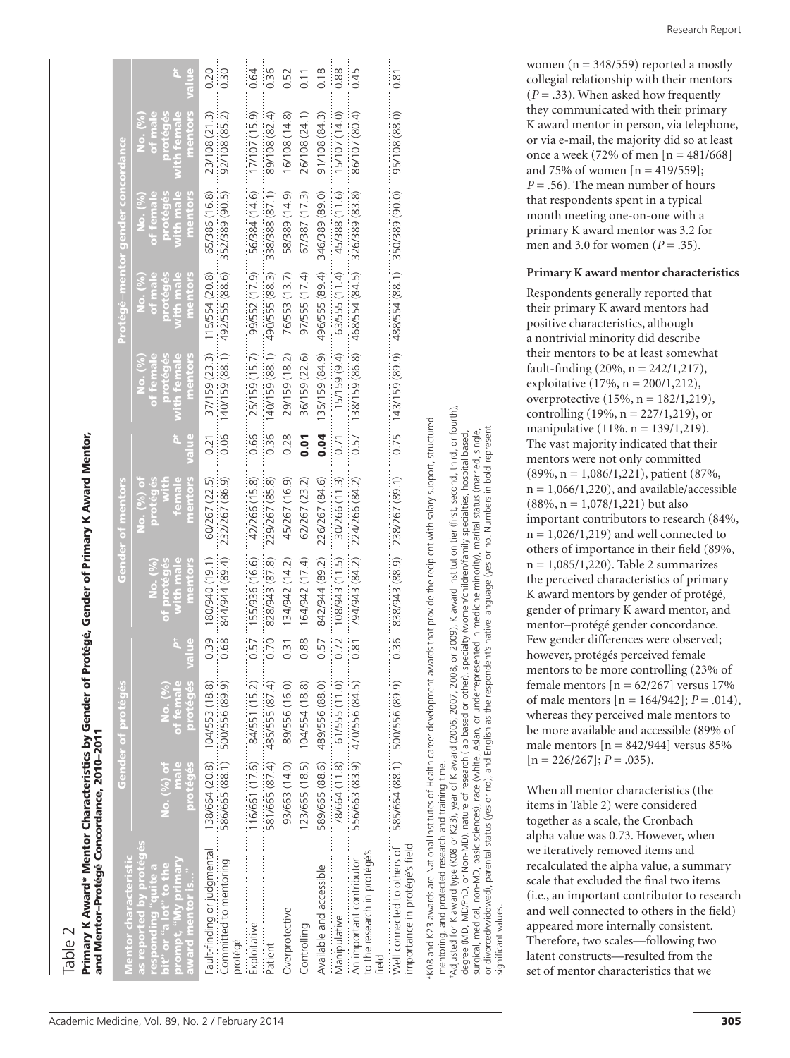## Table 2

**Primary K Award* Mentor Characteristics by Gender of Protégé, Gender of Primary K Award Mentor, and Mentor–Protégé Gender Concordance, 2010–2011**

| Mentor characteristic as reported by protégés responding "quite a bit" or "a lot" to the prompt, "My primary award mentor is…" | Gender of protégés | | | Gender of mentors | | | Protégé–mentor gender concordance | | | | |
|---|---|---|---|---|---|---|---|---|---|---|---|
| | No. (%) of male protégés | No. (%) of female protégés | P[†] value | No. (%) of protégés with male mentors | No. (%) of protégés with female mentors | P[†] value | No. (%) of female protégés with female mentors | No. (%) of male protégés with male mentors | No. (%) of female protégés with male mentors | No. (%) of male protégés with female mentors | P[†] value |
| Fault-finding or judgmental | 138/664 (20.8) | 104/553 (18.8) | 0.39 | 180/940 (19.1) | 60/267 (22.5) | 0.21 | 37/159 (23.3) | 115/554 (20.8) | 65/386 (16.8) | 23/108 (21.3) | 0.20 |
| Committed to mentoring protégé | 586/665 (88.1) | 500/556 (89.9) | 0.68 | 844/944 (89.4) | 232/267 (86.9) | 0.06 | 140/159 (88.1) | 492/555 (88.6) | 352/389 (90.5) | 92/108 (85.2) | 0.30 |
| Exploitative | 116/661 (17.6) | 84/551 (15.2) | 0.57 | 155/936 (16.6) | 42/266 (15.8) | 0.66 | 25/159 (15.7) | 99/552 (17.9) | 56/384 (14.6) | 17/107 (15.9) | 0.64 |
| Patient | 581/665 (87.4) | 485/555 (87.4) | 0.70 | 828/943 (87.8) | 229/267 (85.8) | 0.36 | 140/159 (88.1) | 490/555 (88.3) | 338/388 (87.1) | 89/108 (82.4) | 0.36 |
| Overprotective | 93/663 (14.0) | 89/556 (16.0) | 0.31 | 134/942 (14.2) | 45/267 (16.9) | 0.28 | 29/159 (18.2) | 76/553 (13.7) | 58/389 (14.9) | 16/108 (14.8) | 0.52 |
| Controlling | 123/665 (18.5) | 104/554 (18.8) | 0.88 | 164/942 (17.4) | 62/267 (23.2) | **0.01** | 36/159 (22.6) | 97/555 (17.4) | 67/387 (17.3) | 26/108 (24.1) | 0.11 |
| Available and accessible | 589/665 (88.6) | 489/556 (88.0) | 0.57 | 842/944 (89.2) | 226/267 (84.6) | **0.04** | 135/159 (84.9) | 496/555 (89.4) | 346/389 (89.0) | 91/108 (84.3) | 0.18 |
| Manipulative | 78/664 (11.8) | 61/555 (11.0) | 0.72 | 108/943 (11.5) | 30/266 (11.3) | 0.71 | 15/159 (9.4) | 63/555 (11.4) | 45/388 (11.6) | 15/107 (14.0) | 0.88 |
| An important contributor to the research in protégé's field | 556/663 (83.9) | 470/556 (84.5) | 0.81 | 794/943 (84.2) | 224/266 (84.2) | 0.57 | 138/159 (86.8) | 468/554 (84.5) | 326/389 (83.8) | 86/107 (80.4) | 0.45 |
| Well connected to others of importance in protégé's field | 585/664 (88.1) | 500/556 (89.9) | 0.36 | 838/943 (88.9) | 238/267 (89.1) | 0.75 | 143/159 (89.9) | 488/554 (88.1) | 350/389 (90.0) | 95/108 (88.0) | 0.81 |

*K08 and K23 awards are National Institutes of Health career development awards that provide the recipient with salary support, structured mentoring, and protected research and training time.

[†]Adjusted for K award type (K08 or K23), year of K award (2006, 2007, 2008, or 2009), K award institution tier (first, second, third, or fourth), degree (MD, MD/PhD, or Non-MD), nature of research (lab based or other), specialty (women/children/family specialties, hospital based, surgical, medical, non-MD, basic sciences), race (white, Asian, or underrepresented in medicine minority), marital status (married, single, or divorced/widowed), parental status (yes or no), and English as the respondent's native language (yes or no). Numbers in bold represent significant values.

women (n = 348/559) reported a mostly collegial relationship with their mentors (*P* = .33). When asked how frequently they communicated with their primary K award mentor in person, via telephone, or via e-mail, the majority did so at least once a week (72% of men [n = 481/668] and 75% of women [n = 419/559]; *P* = .56). The mean number of hours that respondents spent in a typical month meeting one-on-one with a primary K award mentor was 3.2 for men and 3.0 for women (*P* = .35).

### Primary K award mentor characteristics

Respondents generally reported that their primary K award mentors had positive characteristics, although a nontrivial minority did describe their mentors to be at least somewhat fault-finding (20%, n = 242/1,217), exploitative (17%, n = 200/1,212), overprotective (15%, n = 182/1,219), controlling (19%, n = 227/1,219), or manipulative (11%. n = 139/1,219). The vast majority indicated that their mentors were not only committed (89%, n = 1,086/1,221), patient (87%, n = 1,066/1,220), and available/accessible (88%, n = 1,078/1,221) but also important contributors to research (84%, n = 1,026/1,219) and well connected to others of importance in their field (89%, n = 1,085/1,220). Table 2 summarizes the perceived characteristics of primary K award mentors by gender of protégé, gender of primary K award mentor, and mentor–protégé gender concordance. Few gender differences were observed; however, protégés perceived female mentors to be more controlling (23% of female mentors [n = 62/267] versus 17% of male mentors [n = 164/942]; *P* = .014), whereas they perceived male mentors to be more available and accessible (89% of male mentors [n = 842/944] versus 85% [n = 226/267]; *P* = .035).

When all mentor characteristics (the items in Table 2) were considered together as a scale, the Cronbach alpha value was 0.73. However, when we iteratively removed items and recalculated the alpha value, a summary scale that excluded the final two items (i.e., an important contributor to research and well connected to others in the field) appeared more internally consistent. Therefore, two scales—following two latent constructs—resulted from the set of mentor characteristics that we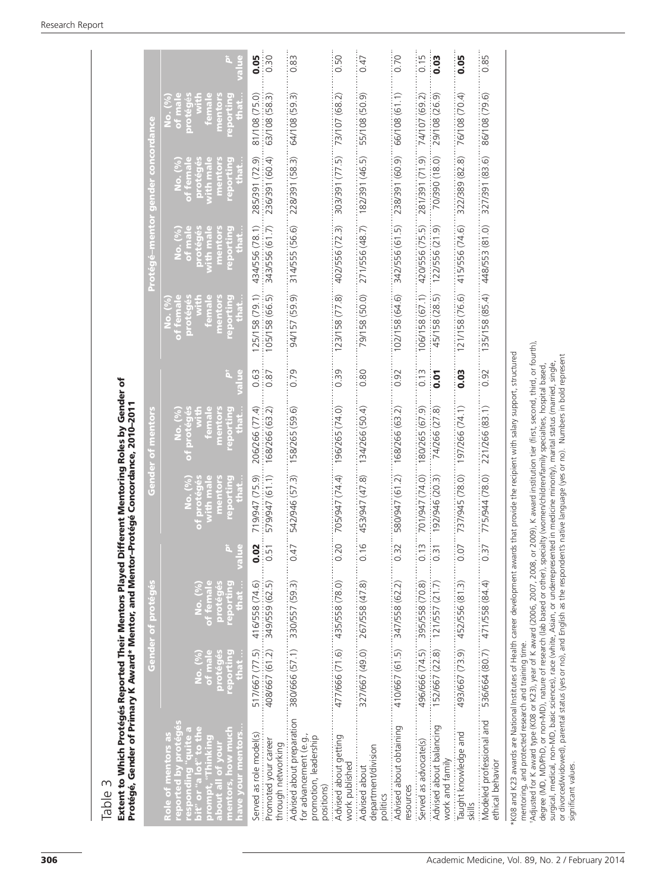Table 3

**Extent to Which Protégés Reported Their Mentors Played Different Mentoring Roles by Gender of Protégé, Gender of Primary K Award* Mentor, and Mentor–Protégé Concordance, 2010–2011**

| Role of mentors as reported by protégés responding "quite a bit" or "a lot" to the prompt, "Thinking about all of your mentors, how much have your mentors… | Gender of protégés | | | Gender of mentors | | | Protégé–mentor gender concordance | | | | |
|---|---|---|---|---|---|---|---|---|---|---|---|
| | No. (%) of male protégés reporting that … | No. (%) of female protégés reporting that … | P[†] value | No. (%) of protégés with male mentors reporting that… | No. (%) of protégés with female mentors reporting that… | P[†] value | No. (%) of female protégés with female mentors reporting that… | No. (%) of male protégés with male mentors reporting that… | No. (%) of female protégés with male mentors reporting that… | No. (%) of male protégés with female mentors reporting that… | P[†] value |
| Served as role model(s) | 517/667 (77.5) | 416/558 (74.6) | **0.02** | 719/947 (75.9) | 206/266 (77.4) | 0.63 | 125/158 (79.1) | 434/556 (78.1) | 285/391 (72.9) | 81/108 (75.0) | **0.05** |
| Promoted your career through networking | 408/667 (61.2) | 349/559 (62.5) | 0.51 | 579/947 (61.1) | 168/266 (63.2) | 0.87 | 105/158 (66.5) | 343/556 (61.7) | 236/391 (60.4) | 63/108 (58.3) | 0.30 |
| Advised about preparation for advancement (e.g., promotion, leadership positions) | 380/666 (57.1) | 330/557 (59.3) | 0.47 | 542/946 (57.3) | 158/265 (59.6) | 0.79 | 94/157 (59.9) | 314/555 (56.6) | 228/391 (58.3) | 64/108 (59.3) | 0.83 |
| Advised about getting work published | 477/666 (71.6) | 435/558 (78.0) | 0.20 | 705/947 (74.4) | 196/265 (74.0) | 0.39 | 123/158 (77.8) | 402/556 (72.3) | 303/391 (77.5) | 73/107 (68.2) | 0.50 |
| Advised about department/division politics | 327/667 (49.0) | 267/558 (47.8) | 0.16 | 453/947 (47.8) | 134/266 (50.4) | 0.80 | 79/158 (50.0) | 271/556 (48.7) | 182/391 (46.5) | 55/108 (50.9) | 0.47 |
| Advised about obtaining resources | 410/667 (61.5) | 347/558 (62.2) | 0.32 | 580/947 (61.2) | 168/266 (63.2) | 0.92 | 102/158 (64.6) | 342/556 (61.5) | 238/391 (60.9) | 66/108 (61.1) | 0.70 |
| Served as advocate(s) | 496/666 (74.5) | 395/558 (70.8) | 0.13 | 701/947 (74.0) | 180/265 (67.9) | 0.13 | 106/158 (67.1) | 420/556 (75.5) | 281/391 (71.9) | 74/107 (69.2) | 0.15 |
| Advised about balancing work and family | 152/667 (22.8) | 121/557 (21.7) | 0.31 | 192/946 (20.3) | 74/266 (27.8) | **0.01** | 45/158 (28.5) | 122/556 (21.9) | 70/390 (18.0) | 29/108 (26.9) | **0.03** |
| Taught knowledge and skills | 493/667 (73.9) | 452/556 (81.3) | 0.07 | 737/945 (78.0) | 197/266 (74.1) | **0.03** | 121/158 (76.6) | 415/556 (74.6) | 322/389 (82.8) | 76/108 (70.4) | **0.05** |
| Modeled professional and ethical behavior | 536/664 (80.7) | 471/558 (84.4) | 0.37 | 775/944 (78.0) | 221/266 (83.1) | 0.92 | 135/158 (85.4) | 448/553 (81.0) | 327/391 (83.6) | 86/108 (79.6) | 0.85 |

*K08 and K23 awards are National Institutes of Health career development awards that provide the recipient with salary support, structured mentoring, and protected research and training time.

[†]Adjusted for K award type (K08 or K23), year of K award (2006, 2007, 2008, or 2009), K award institution tier (first, second, third, or fourth), degree (MD, MD/PhD, or non-MD), nature of research (lab based or other), specialty (women/children/family specialties, hospital based, surgical, medical, non-MD, basic sciences), race (white, Asian, or underrepresented in medicine minority), marital status (married, single, or divorced/widowed), parental status (yes or no), and English as the respondent's native language (yes or no). Numbers in bold represent significant values.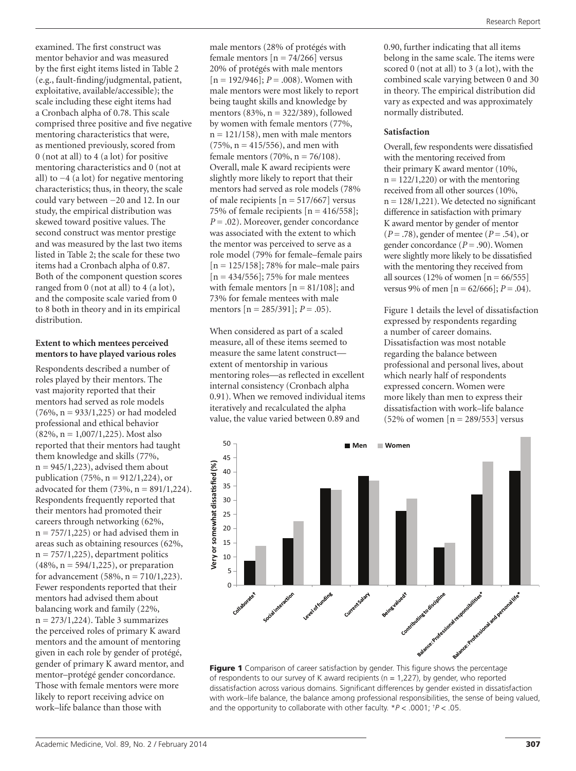examined. The first construct was mentor behavior and was measured by the first eight items listed in Table 2 (e.g., fault-finding/judgmental, patient, exploitative, available/accessible); the scale including these eight items had a Cronbach alpha of 0.78. This scale comprised three positive and five negative mentoring characteristics that were, as mentioned previously, scored from 0 (not at all) to 4 (a lot) for positive mentoring characteristics and 0 (not at all) to −4 (a lot) for negative mentoring characteristics; thus, in theory, the scale could vary between −20 and 12. In our study, the empirical distribution was skewed toward positive values. The second construct was mentor prestige and was measured by the last two items listed in Table 2; the scale for these two items had a Cronbach alpha of 0.87. Both of the component question scores ranged from 0 (not at all) to 4 (a lot), and the composite scale varied from 0 to 8 both in theory and in its empirical distribution.

#### Extent to which mentees perceived mentors to have played various roles

Respondents described a number of roles played by their mentors. The vast majority reported that their mentors had served as role models (76%, n = 933/1,225) or had modeled professional and ethical behavior (82%, n = 1,007/1,225). Most also reported that their mentors had taught them knowledge and skills (77%, n = 945/1,223), advised them about publication (75%, n = 912/1,224), or advocated for them (73%, n = 891/1,224). Respondents frequently reported that their mentors had promoted their careers through networking (62%, n = 757/1,225) or had advised them in areas such as obtaining resources (62%, n = 757/1,225), department politics (48%, n = 594/1,225), or preparation for advancement (58%, n = 710/1,223). Fewer respondents reported that their mentors had advised them about balancing work and family (22%, n = 273/1,224). Table 3 summarizes the perceived roles of primary K award mentors and the amount of mentoring given in each role by gender of protégé, gender of primary K award mentor, and mentor–protégé gender concordance. Those with female mentors were more likely to report receiving advice on work–life balance than those with male mentors (28% of protégés with female mentors [n = 74/266] versus 20% of protégés with male mentors [n = 192/946]; $P = .008$). Women with male mentors were most likely to report being taught skills and knowledge by mentors (83%, n = 322/389), followed by women with female mentors (77%, n = 121/158), men with male mentors (75%, n = 415/556), and men with female mentors (70%, n = 76/108). Overall, male K award recipients were slightly more likely to report that their mentors had served as role models (78% of male recipients [n = 517/667] versus 75% of female recipients [n = 416/558]; $P = .02$). Moreover, gender concordance was associated with the extent to which the mentor was perceived to serve as a role model (79% for female–female pairs [n = 125/158]; 78% for male–male pairs [n = 434/556]; 75% for male mentees with female mentors [n = 81/108]; and 73% for female mentees with male mentors [n = 285/391]; $P = .05$).

When considered as part of a scaled measure, all of these items seemed to measure the same latent construct—extent of mentorship in various mentoring roles—as reflected in excellent internal consistency (Cronbach alpha 0.91). When we removed individual items iteratively and recalculated the alpha value, the value varied between 0.89 and 0.90, further indicating that all items belong in the same scale. The items were scored 0 (not at all) to 3 (a lot), with the combined scale varying between 0 and 30 in theory. The empirical distribution did vary as expected and was approximately normally distributed.

#### Satisfaction

Overall, few respondents were dissatisfied with the mentoring received from their primary K award mentor (10%, n = 122/1,220) or with the mentoring received from all other sources (10%, n = 128/1,221). We detected no significant difference in satisfaction with primary K award mentor by gender of mentor ($P = .78$), gender of mentee ($P = .54$), or gender concordance ($P = .90$). Women were slightly more likely to be dissatisfied with the mentoring they received from all sources (12% of women [n = 66/555] versus 9% of men [n = 62/666]; $P = .04$).

Figure 1 details the level of dissatisfaction expressed by respondents regarding a number of career domains. Dissatisfaction was most notable regarding the balance between professional and personal lives, about which nearly half of respondents expressed concern. Women were more likely than men to express their dissatisfaction with work–life balance (52% of women [n = 289/553] versus

**Figure 1** Comparison of career satisfaction by gender. This figure shows the percentage of respondents to our survey of K award recipients (n = 1,227), by gender, who reported dissatisfaction across various domains. Significant differences by gender existed in dissatisfaction with work–life balance, the balance among professional responsibilities, the sense of being valued, and the opportunity to collaborate with other faculty. *$P < .0001$; †$P < .05$.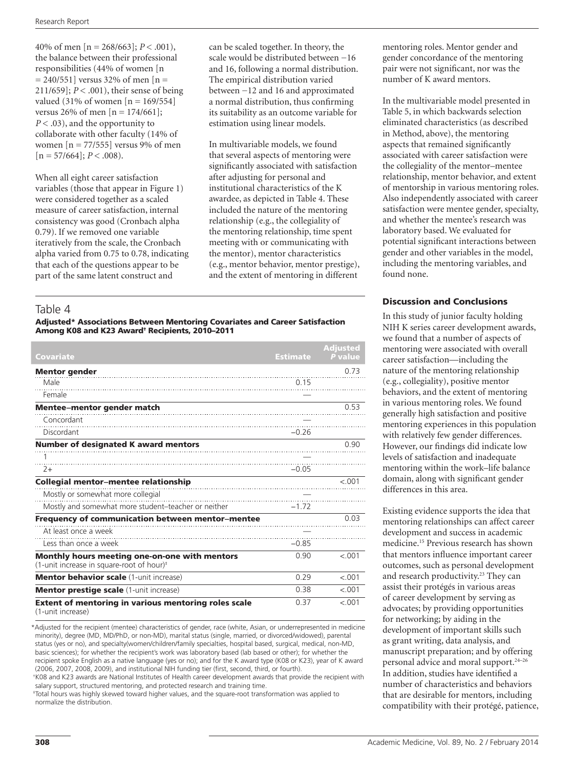40% of men [n = 268/663]; $P < .001$), the balance between their professional responsibilities (44% of women [n = 240/551] versus 32% of men [n = 211/659]; $P < .001$), their sense of being valued (31% of women [n = 169/554] versus 26% of men [n = 174/661]; $P < .03$), and the opportunity to collaborate with other faculty (14% of women [n = 77/555] versus 9% of men [n = 57/664]; $P < .008$).

When all eight career satisfaction variables (those that appear in Figure 1) were considered together as a scaled measure of career satisfaction, internal consistency was good (Cronbach alpha 0.79). If we removed one variable iteratively from the scale, the Cronbach alpha varied from 0.75 to 0.78, indicating that each of the questions appear to be part of the same latent construct and can be scaled together. In theory, the scale would be distributed between −16 and 16, following a normal distribution. The empirical distribution varied between −12 and 16 and approximated a normal distribution, thus confirming its suitability as an outcome variable for estimation using linear models.

In multivariable models, we found that several aspects of mentoring were significantly associated with satisfaction after adjusting for personal and institutional characteristics of the K awardee, as depicted in Table 4. These included the nature of the mentoring relationship (e.g., the collegiality of the mentoring relationship, time spent meeting with or communicating with the mentor), mentor characteristics (e.g., mentor behavior, mentor prestige), and the extent of mentoring in different mentoring roles. Mentor gender and gender concordance of the mentoring pair were not significant, nor was the number of K award mentors.

In the multivariable model presented in Table 5, in which backwards selection eliminated characteristics (as described in Method, above), the mentoring aspects that remained significantly associated with career satisfaction were the collegiality of the mentor–mentee relationship, mentor behavior, and extent of mentorship in various mentoring roles. Also independently associated with career satisfaction were mentee gender, specialty, and whether the mentee's research was laboratory based. We evaluated for potential significant interactions between gender and other variables in the model, including the mentoring variables, and found none.

## Table 4

**Adjusted* Associations Between Mentoring Covariates and Career Satisfaction Among K08 and K23 Award† Recipients, 2010–2011**

| Covariate | Estimate | Adjusted *P* value |
|---|---|---|
| **Mentor gender** | | 0.73 |
| Male | 0.15 | |
| Female | — | |
| **Mentee–mentor gender match** | | 0.53 |
| Concordant | — | |
| Discordant | −0.26 | |
| **Number of designated K award mentors** | | 0.90 |
| 1 | — | |
| 2+ | −0.05 | |
| **Collegial mentor–mentee relationship** | | <.001 |
| Mostly or somewhat more collegial | — | |
| Mostly and somewhat more student–teacher or neither | −1.72 | |
| **Frequency of communication between mentor–mentee** | | 0.03 |
| At least once a week | — | |
| Less than once a week | −0.85 | |
| **Monthly hours meeting one-on-one with mentors** (1-unit increase in square-root of hour)‡ | 0.90 | <.001 |
| **Mentor behavior scale** (1-unit increase) | 0.29 | <.001 |
| **Mentor prestige scale** (1-unit increase) | 0.38 | <.001 |
| **Extent of mentoring in various mentoring roles scale** (1-unit increase) | 0.37 | <.001 |

*Adjusted for the recipient (mentee) characteristics of gender, race (white, Asian, or underrepresented in medicine minority), degree (MD, MD/PhD, or non-MD), marital status (single, married, or divorced/widowed), parental status (yes or no), and specialty(women/children/family specialties, hospital based, surgical, medical, non-MD, basic sciences); for whether the recipient's work was laboratory based (lab based or other); for whether the recipient spoke English as a native language (yes or no); and for the K award type (K08 or K23), year of K award (2006, 2007, 2008, 2009), and institutional NIH funding tier (first, second, third, or fourth).

†K08 and K23 awards are National Institutes of Health career development awards that provide the recipient with salary support, structured mentoring, and protected research and training time.

‡Total hours was highly skewed toward higher values, and the square-root transformation was applied to normalize the distribution.

## Discussion and Conclusions

In this study of junior faculty holding NIH K series career development awards, we found that a number of aspects of mentoring were associated with overall career satisfaction—including the nature of the mentoring relationship (e.g., collegiality), positive mentor behaviors, and the extent of mentoring in various mentoring roles. We found generally high satisfaction and positive mentoring experiences in this population with relatively few gender differences. However, our findings did indicate low levels of satisfaction and inadequate mentoring within the work–life balance domain, along with significant gender differences in this area.

Existing evidence supports the idea that mentoring relationships can affect career development and success in academic medicine.[15] Previous research has shown that mentors influence important career outcomes, such as personal development and research productivity.[23] They can assist their protégés in various areas of career development by serving as advocates; by providing opportunities for networking; by aiding in the development of important skills such as grant writing, data analysis, and manuscript preparation; and by offering personal advice and moral support.[24–26] In addition, studies have identified a number of characteristics and behaviors that are desirable for mentors, including compatibility with their protégé, patience,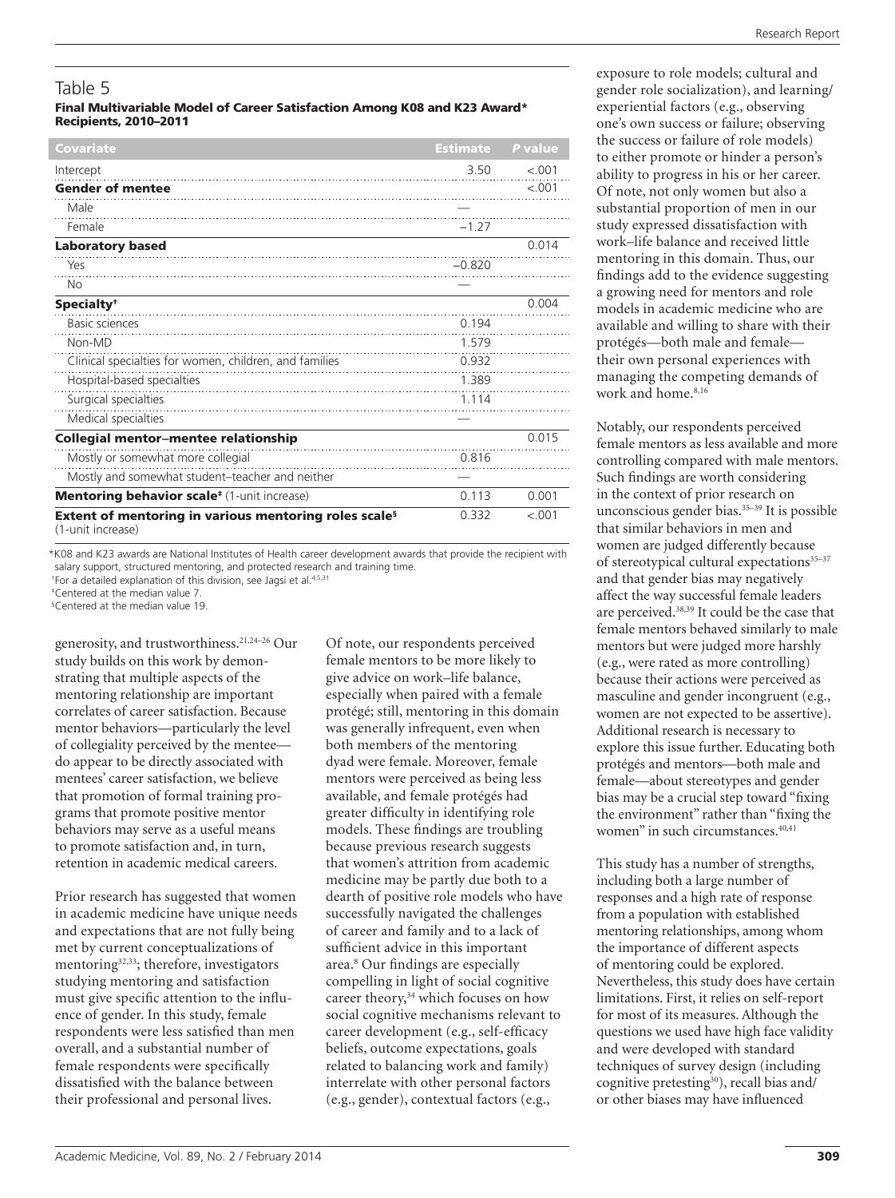## Table 5

**Final Multivariable Model of Career Satisfaction Among K08 and K23 Award* Recipients, 2010–2011**

| Covariate | Estimate | P value |
|---|---|---|
| Intercept | 3.50 | <.001 |
| **Gender of mentee** | | <.001 |
| Male | — | |
| Female | −1.27 | |
| **Laboratory based** | | 0.014 |
| Yes | −0.820 | |
| No | — | |
| **Specialty†** | | 0.004 |
| Basic sciences | 0.194 | |
| Non-MD | 1.579 | |
| Clinical specialties for women, children, and families | 0.932 | |
| Hospital-based specialties | 1.389 | |
| Surgical specialties | 1.114 | |
| Medical specialties | — | |
| **Collegial mentor–mentee relationship** | | 0.015 |
| Mostly or somewhat more collegial | 0.816 | |
| Mostly and somewhat student–teacher and neither | — | |
| **Mentoring behavior scale‡** (1-unit increase) | 0.113 | 0.001 |
| **Extent of mentoring in various mentoring roles scale§** (1-unit increase) | 0.332 | <.001 |

*K08 and K23 awards are National Institutes of Health career development awards that provide the recipient with salary support, structured mentoring, and protected research and training time.
†For a detailed explanation of this division, see Jagsi et al.[4,5,31]
‡Centered at the median value 7.
§Centered at the median value 19.

generosity, and trustworthiness.[21,24–26] Our study builds on this work by demonstrating that multiple aspects of the mentoring relationship are important correlates of career satisfaction. Because mentor behaviors—particularly the level of collegiality perceived by the mentee—do appear to be directly associated with mentees' career satisfaction, we believe that promotion of formal training programs that promote positive mentor behaviors may serve as a useful means to promote satisfaction and, in turn, retention in academic medical careers.

Prior research has suggested that women in academic medicine have unique needs and expectations that are not fully being met by current conceptualizations of mentoring[32,33]; therefore, investigators studying mentoring and satisfaction must give specific attention to the influence of gender. In this study, female respondents were less satisfied than men overall, and a substantial number of female respondents were specifically dissatisfied with the balance between their professional and personal lives.

Of note, our respondents perceived female mentors to be more likely to give advice on work–life balance, especially when paired with a female protégé; still, mentoring in this domain was generally infrequent, even when both members of the mentoring dyad were female. Moreover, female mentors were perceived as being less available, and female protégés had greater difficulty in identifying role models. These findings are troubling because previous research suggests that women's attrition from academic medicine may be partly due both to a dearth of positive role models who have successfully navigated the challenges of career and family and to a lack of sufficient advice in this important area.[8] Our findings are especially compelling in light of social cognitive career theory,[34] which focuses on how social cognitive mechanisms relevant to career development (e.g., self-efficacy beliefs, outcome expectations, goals related to balancing work and family) interrelate with other personal factors (e.g., gender), contextual factors (e.g., exposure to role models; cultural and gender role socialization), and learning/experiential factors (e.g., observing one's own success or failure; observing the success or failure of role models) to either promote or hinder a person's ability to progress in his or her career. Of note, not only women but also a substantial proportion of men in our study expressed dissatisfaction with work–life balance and received little mentoring in this domain. Thus, our findings add to the evidence suggesting a growing need for mentors and role models in academic medicine who are available and willing to share with their protégés—both male and female—their own personal experiences with managing the competing demands of work and home.[8,16]

Notably, our respondents perceived female mentors as less available and more controlling compared with male mentors. Such findings are worth considering in the context of prior research on unconscious gender bias.[35–39] It is possible that similar behaviors in men and women are judged differently because of stereotypical cultural expectations[35–37] and that gender bias may negatively affect the way successful female leaders are perceived.[38,39] It could be the case that female mentors behaved similarly to male mentors but were judged more harshly (e.g., were rated as more controlling) because their actions were perceived as masculine and gender incongruent (e.g., women are not expected to be assertive). Additional research is necessary to explore this issue further. Educating both protégés and mentors—both male and female—about stereotypes and gender bias may be a crucial step toward "fixing the environment" rather than "fixing the women" in such circumstances.[40,41]

This study has a number of strengths, including both a large number of responses and a high rate of response from a population with established mentoring relationships, among whom the importance of different aspects of mentoring could be explored. Nevertheless, this study does have certain limitations. First, it relies on self-report for most of its measures. Although the questions we used have high face validity and were developed with standard techniques of survey design (including cognitive pretesting[30]), recall bias and/or other biases may have influenced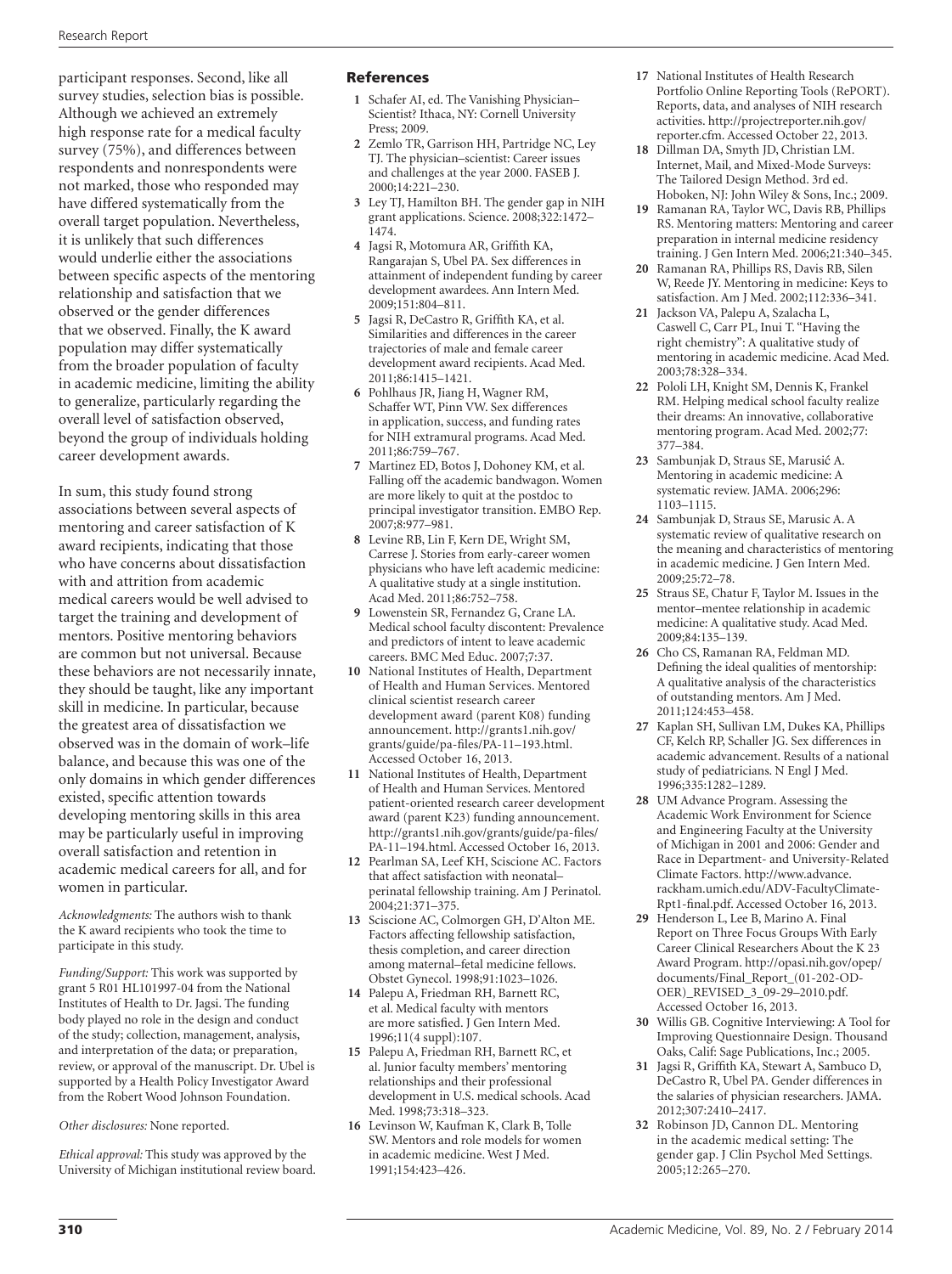participant responses. Second, like all survey studies, selection bias is possible. Although we achieved an extremely high response rate for a medical faculty survey (75%), and differences between respondents and nonrespondents were not marked, those who responded may have differed systematically from the overall target population. Nevertheless, it is unlikely that such differences would underlie either the associations between specific aspects of the mentoring relationship and satisfaction that we observed or the gender differences that we observed. Finally, the K award population may differ systematically from the broader population of faculty in academic medicine, limiting the ability to generalize, particularly regarding the overall level of satisfaction observed, beyond the group of individuals holding career development awards.

In sum, this study found strong associations between several aspects of mentoring and career satisfaction of K award recipients, indicating that those who have concerns about dissatisfaction with and attrition from academic medical careers would be well advised to target the training and development of mentors. Positive mentoring behaviors are common but not universal. Because these behaviors are not necessarily innate, they should be taught, like any important skill in medicine. In particular, because the greatest area of dissatisfaction we observed was in the domain of work–life balance, and because this was one of the only domains in which gender differences existed, specific attention towards developing mentoring skills in this area may be particularly useful in improving overall satisfaction and retention in academic medical careers for all, and for women in particular.

*Acknowledgments:* The authors wish to thank the K award recipients who took the time to participate in this study.

*Funding/Support:* This work was supported by grant 5 R01 HL101997-04 from the National Institutes of Health to Dr. Jagsi. The funding body played no role in the design and conduct of the study; collection, management, analysis, and interpretation of the data; or preparation, review, or approval of the manuscript. Dr. Ubel is supported by a Health Policy Investigator Award from the Robert Wood Johnson Foundation.

*Other disclosures:* None reported.

*Ethical approval:* This study was approved by the University of Michigan institutional review board.

## References

1. Schafer AI, ed. The Vanishing Physician–Scientist? Ithaca, NY: Cornell University Press; 2009.
2. Zemlo TR, Garrison HH, Partridge NC, Ley TJ. The physician–scientist: Career issues and challenges at the year 2000. FASEB J. 2000;14:221–230.
3. Ley TJ, Hamilton BH. The gender gap in NIH grant applications. Science. 2008;322:1472–1474.
4. Jagsi R, Motomura AR, Griffith KA, Rangarajan S, Ubel PA. Sex differences in attainment of independent funding by career development awardees. Ann Intern Med. 2009;151:804–811.
5. Jagsi R, DeCastro R, Griffith KA, et al. Similarities and differences in the career trajectories of male and female career development award recipients. Acad Med. 2011;86:1415–1421.
6. Pohlhaus JR, Jiang H, Wagner RM, Schaffer WT, Pinn VW. Sex differences in application, success, and funding rates for NIH extramural programs. Acad Med. 2011;86:759–767.
7. Martinez ED, Botos J, Dohoney KM, et al. Falling off the academic bandwagon. Women are more likely to quit at the postdoc to principal investigator transition. EMBO Rep. 2007;8:977–981.
8. Levine RB, Lin F, Kern DE, Wright SM, Carrese J. Stories from early-career women physicians who have left academic medicine: A qualitative study at a single institution. Acad Med. 2011;86:752–758.
9. Lowenstein SR, Fernandez G, Crane LA. Medical school faculty discontent: Prevalence and predictors of intent to leave academic careers. BMC Med Educ. 2007;7:37.
10. National Institutes of Health, Department of Health and Human Services. Mentored clinical scientist research career development award (parent K08) funding announcement. http://grants1.nih.gov/grants/guide/pa-files/PA-11–193.html. Accessed October 16, 2013.
11. National Institutes of Health, Department of Health and Human Services. Mentored patient-oriented research career development award (parent K23) funding announcement. http://grants1.nih.gov/grants/guide/pa-files/PA-11–194.html. Accessed October 16, 2013.
12. Pearlman SA, Leef KH, Sciscione AC. Factors that affect satisfaction with neonatal–perinatal fellowship training. Am J Perinatol. 2004;21:371–375.
13. Sciscione AC, Colmorgen GH, D'Alton ME. Factors affecting fellowship satisfaction, thesis completion, and career direction among maternal–fetal medicine fellows. Obstet Gynecol. 1998;91:1023–1026.
14. Palepu A, Friedman RH, Barnett RC, et al. Medical faculty with mentors are more satisfied. J Gen Intern Med. 1996;11(4 suppl):107.
15. Palepu A, Friedman RH, Barnett RC, et al. Junior faculty members' mentoring relationships and their professional development in U.S. medical schools. Acad Med. 1998;73:318–323.
16. Levinson W, Kaufman K, Clark B, Tolle SW. Mentors and role models for women in academic medicine. West J Med. 1991;154:423–426.
17. National Institutes of Health Research Portfolio Online Reporting Tools (RePORT). Reports, data, and analyses of NIH research activities. http://projectreporter.nih.gov/reporter.cfm. Accessed October 22, 2013.
18. Dillman DA, Smyth JD, Christian LM. Internet, Mail, and Mixed-Mode Surveys: The Tailored Design Method. 3rd ed. Hoboken, NJ: John Wiley & Sons, Inc.; 2009.
19. Ramanan RA, Taylor WC, Davis RB, Phillips RS. Mentoring matters: Mentoring and career preparation in internal medicine residency training. J Gen Intern Med. 2006;21:340–345.
20. Ramanan RA, Phillips RS, Davis RB, Silen W, Reede JY. Mentoring in medicine: Keys to satisfaction. Am J Med. 2002;112:336–341.
21. Jackson VA, Palepu A, Szalacha L, Caswell C, Carr PL, Inui T. "Having the right chemistry": A qualitative study of mentoring in academic medicine. Acad Med. 2003;78:328–334.
22. Pololi LH, Knight SM, Dennis K, Frankel RM. Helping medical school faculty realize their dreams: An innovative, collaborative mentoring program. Acad Med. 2002;77:377–384.
23. Sambunjak D, Straus SE, Marušić A. Mentoring in academic medicine: A systematic review. JAMA. 2006;296:1103–1115.
24. Sambunjak D, Straus SE, Marusic A. A systematic review of qualitative research on the meaning and characteristics of mentoring in academic medicine. J Gen Intern Med. 2009;25:72–78.
25. Straus SE, Chatur F, Taylor M. Issues in the mentor–mentee relationship in academic medicine: A qualitative study. Acad Med. 2009;84:135–139.
26. Cho CS, Ramanan RA, Feldman MD. Defining the ideal qualities of mentorship: A qualitative analysis of the characteristics of outstanding mentors. Am J Med. 2011;124:453–458.
27. Kaplan SH, Sullivan LM, Dukes KA, Phillips CF, Kelch RP, Schaller JG. Sex differences in academic advancement. Results of a national study of pediatricians. N Engl J Med. 1996;335:1282–1289.
28. UM Advance Program. Assessing the Academic Work Environment for Science and Engineering Faculty at the University of Michigan in 2001 and 2006: Gender and Race in Department- and University-Related Climate Factors. http://www.advance.rackham.umich.edu/ADV-FacultyClimate-Rpt1-final.pdf. Accessed October 16, 2013.
29. Henderson L, Lee B, Marino A. Final Report on Three Focus Groups With Early Career Clinical Researchers About the K 23 Award Program. http://opasi.nih.gov/opep/documents/Final_Report_(01-202-OD-OER)_REVISED_3_09-29–2010.pdf. Accessed October 16, 2013.
30. Willis GB. Cognitive Interviewing: A Tool for Improving Questionnaire Design. Thousand Oaks, Calif: Sage Publications, Inc.; 2005.
31. Jagsi R, Griffith KA, Stewart A, Sambuco D, DeCastro R, Ubel PA. Gender differences in the salaries of physician researchers. JAMA. 2012;307:2410–2417.
32. Robinson JD, Cannon DL. Mentoring in the academic medical setting: The gender gap. J Clin Psychol Med Settings. 2005;12:265–270.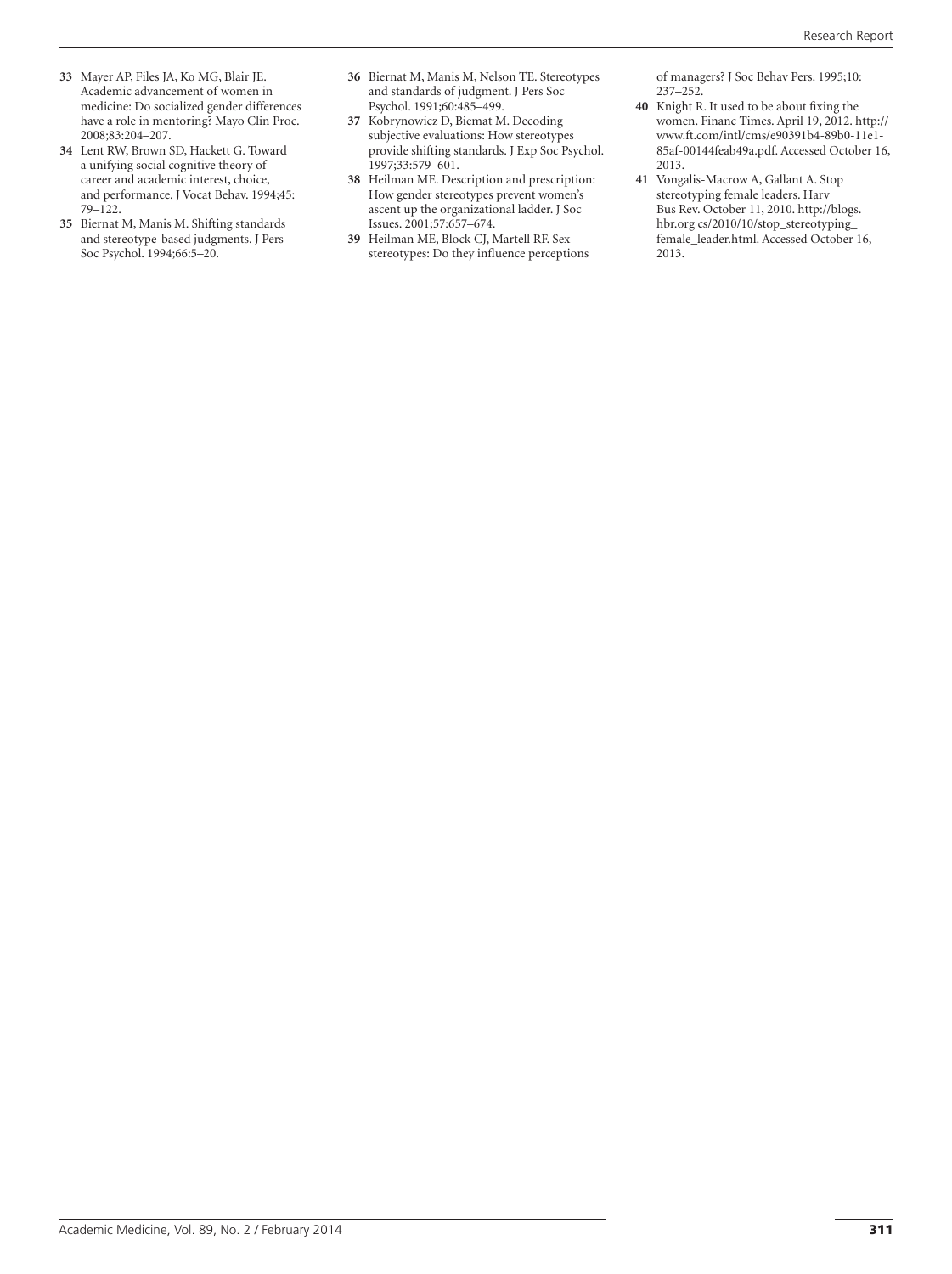33 Mayer AP, Files JA, Ko MG, Blair JE. Academic advancement of women in medicine: Do socialized gender differences have a role in mentoring? Mayo Clin Proc. 2008;83:204–207.

34 Lent RW, Brown SD, Hackett G. Toward a unifying social cognitive theory of career and academic interest, choice, and performance. J Vocat Behav. 1994;45: 79–122.

35 Biernat M, Manis M. Shifting standards and stereotype-based judgments. J Pers Soc Psychol. 1994;66:5–20.

36 Biernat M, Manis M, Nelson TE. Stereotypes and standards of judgment. J Pers Soc Psychol. 1991;60:485–499.

37 Kobrynowicz D, Biemat M. Decoding subjective evaluations: How stereotypes provide shifting standards. J Exp Soc Psychol. 1997;33:579–601.

38 Heilman ME. Description and prescription: How gender stereotypes prevent women's ascent up the organizational ladder. J Soc Issues. 2001;57:657–674.

39 Heilman ME, Block CJ, Martell RF. Sex stereotypes: Do they influence perceptions of managers? J Soc Behav Pers. 1995;10: 237–252.

40 Knight R. It used to be about fixing the women. Financ Times. April 19, 2012. http://www.ft.com/intl/cms/e90391b4-89b0-11e1-85af-00144feab49a.pdf. Accessed October 16, 2013.

41 Vongalis-Macrow A, Gallant A. Stop stereotyping female leaders. Harv Bus Rev. October 11, 2010. http://blogs.hbr.org cs/2010/10/stop_stereotyping_female_leader.html. Accessed October 16, 2013.